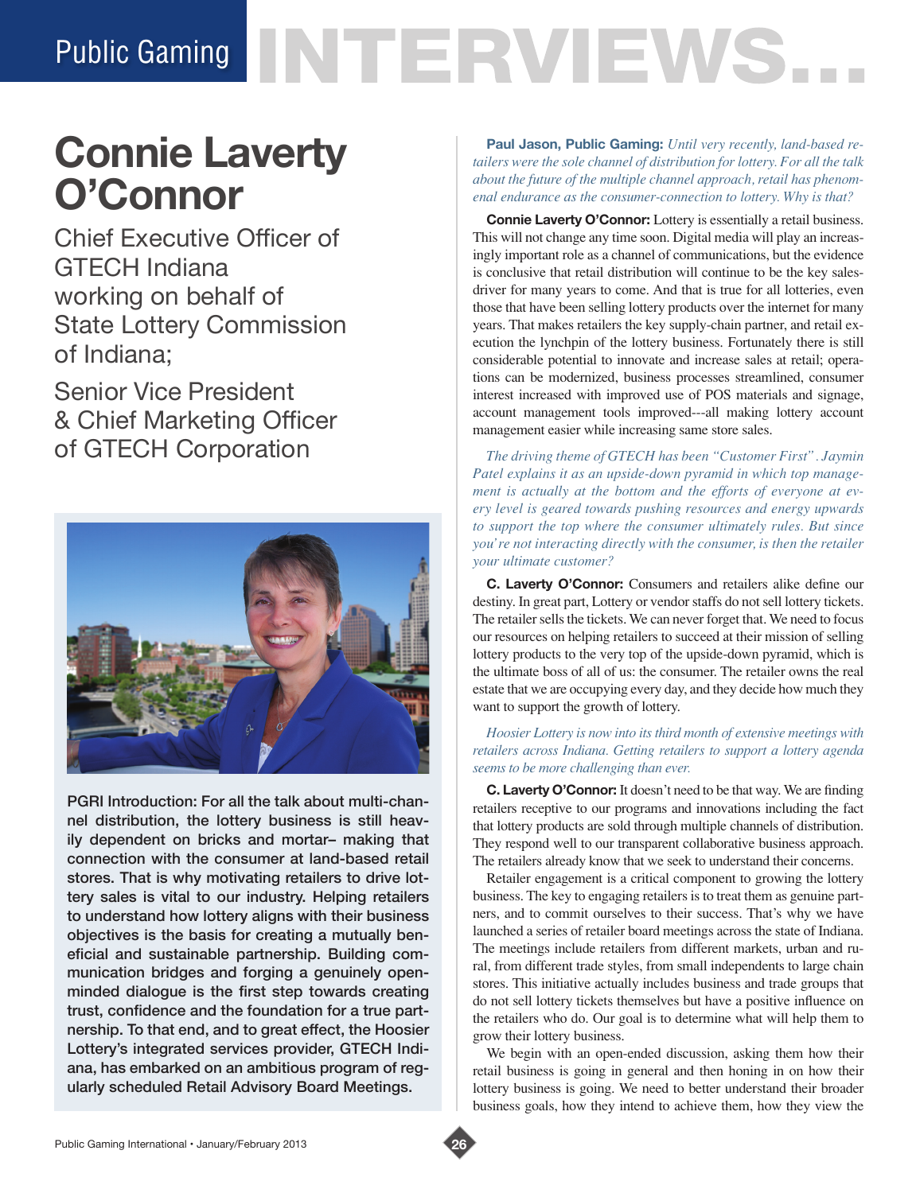# Public Gaming INTERVIEWS...

## Connie Laverty O'Connor

Chief Executive Officer of GTECH Indiana working on behalf of State Lottery Commission of Indiana;

Senior Vice President & Chief Marketing Officer of GTECH Corporation

**PGRI Introduction: For all the talk about multi-channel distribution, the lottery business is still heavily dependent on bricks and mortar– making that connection with the consumer at land-based retail stores. That is why motivating retailers to drive lottery sales is vital to our industry. Helping retailers to understand how lottery aligns with their business objectives is the basis for creating a mutually beneficial and sustainable partnership. Building communication bridges and forging a genuinely open-minded dialogue is the first step towards creating trust, confidence and the foundation for a true partnership. To that end, and to great effect, the Hoosier Lottery's integrated services provider, GTECH Indiana, has embarked on an ambitious program of regularly scheduled Retail Advisory Board Meetings.**

**Paul Jason, Public Gaming:** *Until very recently, land-based retailers were the sole channel of distribution for lottery. For all the talk about the future of the multiple channel approach, retail has phenomenal endurance as the consumer-connection to lottery. Why is that?*

**Connie Laverty O'Connor:** Lottery is essentially a retail business. This will not change any time soon. Digital media will play an increasingly important role as a channel of communications, but the evidence is conclusive that retail distribution will continue to be the key sales-driver for many years to come. And that is true for all lotteries, even those that have been selling lottery products over the internet for many years. That makes retailers the key supply-chain partner, and retail execution the lynchpin of the lottery business. Fortunately there is still considerable potential to innovate and increase sales at retail; operations can be modernized, business processes streamlined, consumer interest increased with improved use of POS materials and signage, account management tools improved---all making lottery account management easier while increasing same store sales.

*The driving theme of GTECH has been "Customer First". Jaymin Patel explains it as an upside-down pyramid in which top management is actually at the bottom and the efforts of everyone at every level is geared towards pushing resources and energy upwards to support the top where the consumer ultimately rules. But since you're not interacting directly with the consumer, is then the retailer your ultimate customer?*

**C. Laverty O'Connor:** Consumers and retailers alike define our destiny. In great part, Lottery or vendor staffs do not sell lottery tickets. The retailer sells the tickets. We can never forget that. We need to focus our resources on helping retailers to succeed at their mission of selling lottery products to the very top of the upside-down pyramid, which is the ultimate boss of all of us: the consumer. The retailer owns the real estate that we are occupying every day, and they decide how much they want to support the growth of lottery.

*Hoosier Lottery is now into its third month of extensive meetings with retailers across Indiana. Getting retailers to support a lottery agenda seems to be more challenging than ever.*

**C. Laverty O'Connor:** It doesn't need to be that way. We are finding retailers receptive to our programs and innovations including the fact that lottery products are sold through multiple channels of distribution. They respond well to our transparent collaborative business approach. The retailers already know that we seek to understand their concerns.

Retailer engagement is a critical component to growing the lottery business. The key to engaging retailers is to treat them as genuine partners, and to commit ourselves to their success. That's why we have launched a series of retailer board meetings across the state of Indiana. The meetings include retailers from different markets, urban and rural, from different trade styles, from small independents to large chain stores. This initiative actually includes business and trade groups that do not sell lottery tickets themselves but have a positive influence on the retailers who do. Our goal is to determine what will help them to grow their lottery business.

We begin with an open-ended discussion, asking them how their retail business is going in general and then honing in on how their lottery business is going. We need to better understand their broader business goals, how they intend to achieve them, how they view the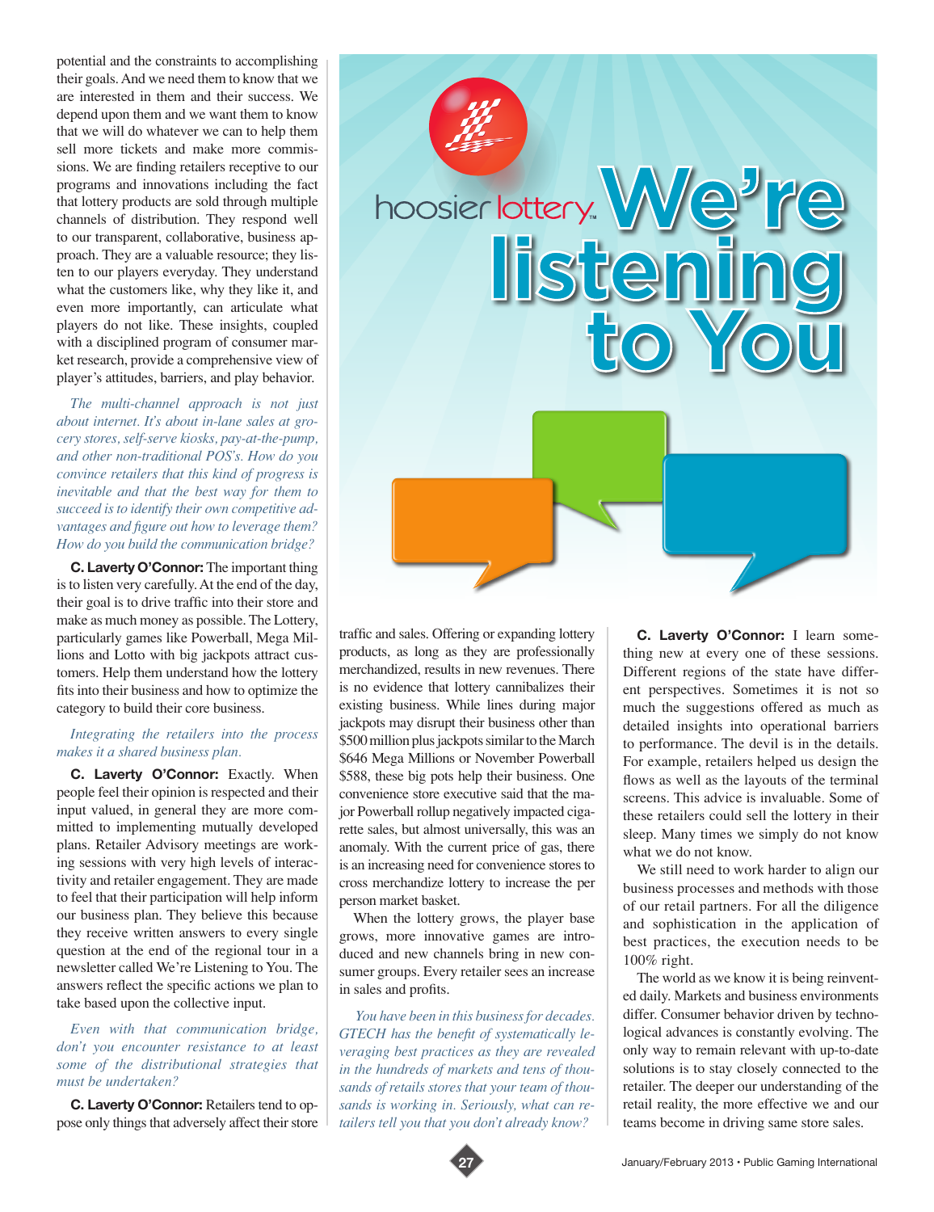potential and the constraints to accomplishing their goals. And we need them to know that we are interested in them and their success. We depend upon them and we want them to know that we will do whatever we can to help them sell more tickets and make more commissions. We are finding retailers receptive to our programs and innovations including the fact that lottery products are sold through multiple channels of distribution. They respond well to our transparent, collaborative, business approach. They are a valuable resource; they listen to our players everyday. They understand what the customers like, why they like it, and even more importantly, can articulate what players do not like. These insights, coupled with a disciplined program of consumer market research, provide a comprehensive view of player's attitudes, barriers, and play behavior.

*The multi-channel approach is not just about internet. It's about in-lane sales at grocery stores, self-serve kiosks, pay-at-the-pump, and other non-traditional POS's. How do you convince retailers that this kind of progress is inevitable and that the best way for them to succeed is to identify their own competitive advantages and figure out how to leverage them? How do you build the communication bridge?*

**C. Laverty O'Connor:** The important thing is to listen very carefully. At the end of the day, their goal is to drive traffic into their store and make as much money as possible. The Lottery, particularly games like Powerball, Mega Millions and Lotto with big jackpots attract customers. Help them understand how the lottery fits into their business and how to optimize the category to build their core business.

*Integrating the retailers into the process makes it a shared business plan.*

**C. Laverty O'Connor:** Exactly. When people feel their opinion is respected and their input valued, in general they are more committed to implementing mutually developed plans. Retailer Advisory meetings are working sessions with very high levels of interactivity and retailer engagement. They are made to feel that their participation will help inform our business plan. They believe this because they receive written answers to every single question at the end of the regional tour in a newsletter called We're Listening to You. The answers reflect the specific actions we plan to take based upon the collective input.

*Even with that communication bridge, don't you encounter resistance to at least some of the distributional strategies that must be undertaken?*

**C. Laverty O'Connor:** Retailers tend to oppose only things that adversely affect their store traffic and sales. Offering or expanding lottery products, as long as they are professionally merchandized, results in new revenues. There is no evidence that lottery cannibalizes their existing business. While lines during major jackpots may disrupt their business other than $500 million plus jackpots similar to the March $646 Mega Millions or November Powerball $588, these big pots help their business. One convenience store executive said that the major Powerball rollup negatively impacted cigarette sales, but almost universally, this was an anomaly. With the current price of gas, there is an increasing need for convenience stores to cross merchandize lottery to increase the per person market basket.

When the lottery grows, the player base grows, more innovative games are introduced and new channels bring in new consumer groups. Every retailer sees an increase in sales and profits.

*You have been in this business for decades. GTECH has the benefit of systematically leveraging best practices as they are revealed in the hundreds of markets and tens of thousands of retails stores that your team of thousands is working in. Seriously, what can retailers tell you that you don't already know?*

**C. Laverty O'Connor:** I learn something new at every one of these sessions. Different regions of the state have different perspectives. Sometimes it is not so much the suggestions offered as much as detailed insights into operational barriers to performance. The devil is in the details. For example, retailers helped us design the flows as well as the layouts of the terminal screens. This advice is invaluable. Some of these retailers could sell the lottery in their sleep. Many times we simply do not know what we do not know.

We still need to work harder to align our business processes and methods with those of our retail partners. For all the diligence and sophistication in the application of best practices, the execution needs to be 100% right.

The world as we know it is being reinvented daily. Markets and business environments differ. Consumer behavior driven by technological advances is constantly evolving. The only way to remain relevant with up-to-date solutions is to stay closely connected to the retailer. The deeper our understanding of the retail reality, the more effective we and our teams become in driving same store sales.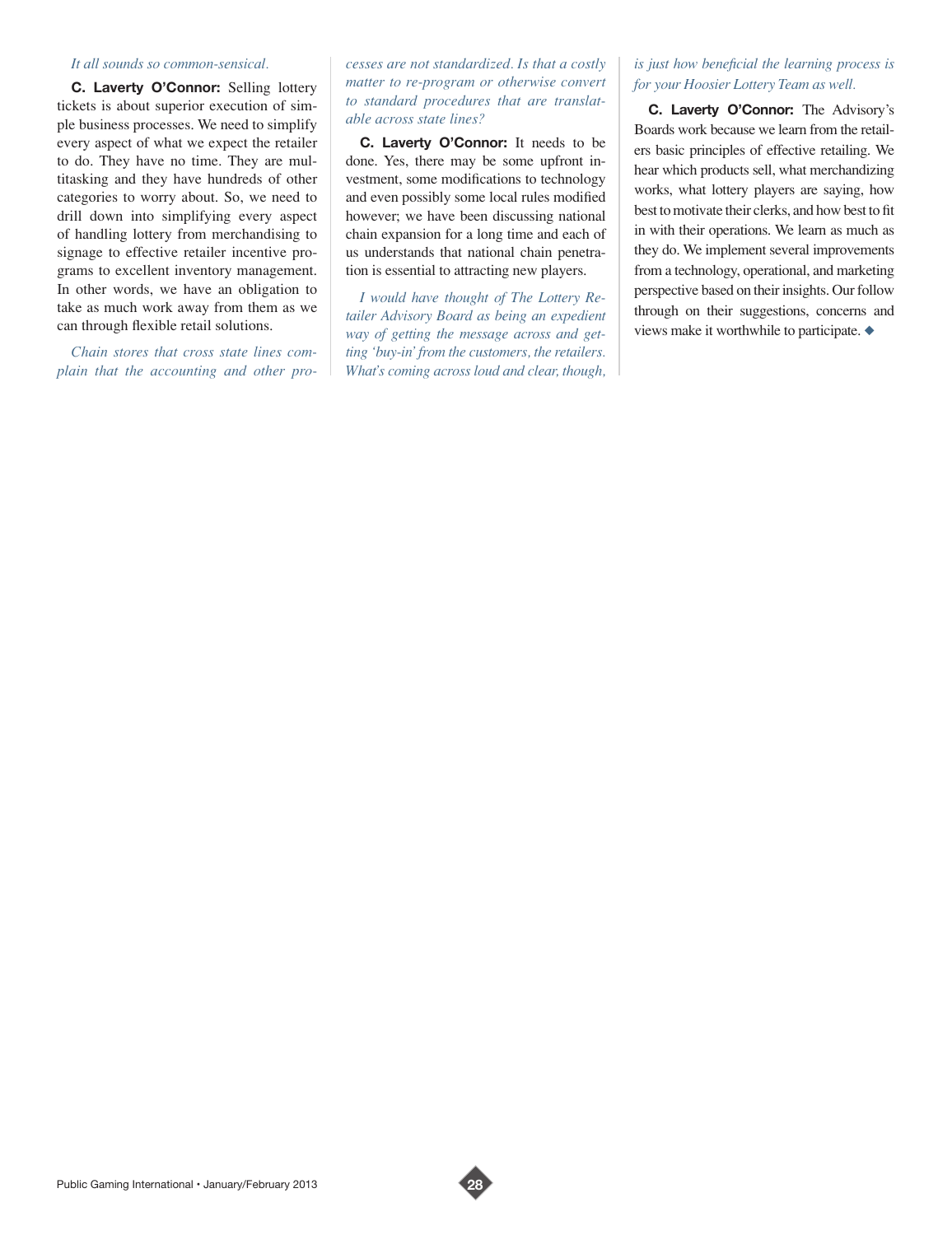*It all sounds so common-sensical.*

**C. Laverty O'Connor:** Selling lottery tickets is about superior execution of simple business processes. We need to simplify every aspect of what we expect the retailer to do. They have no time. They are multitasking and they have hundreds of other categories to worry about. So, we need to drill down into simplifying every aspect of handling lottery from merchandising to signage to effective retailer incentive programs to excellent inventory management. In other words, we have an obligation to take as much work away from them as we can through flexible retail solutions.

*Chain stores that cross state lines complain that the accounting and other processes are not standardized. Is that a costly matter to re-program or otherwise convert to standard procedures that are translatable across state lines?*

**C. Laverty O'Connor:** It needs to be done. Yes, there may be some upfront investment, some modifications to technology and even possibly some local rules modified however; we have been discussing national chain expansion for a long time and each of us understands that national chain penetration is essential to attracting new players.

*I would have thought of The Lottery Retailer Advisory Board as being an expedient way of getting the message across and getting 'buy-in' from the customers, the retailers. What's coming across loud and clear, though, is just how beneficial the learning process is for your Hoosier Lottery Team as well.*

**C. Laverty O'Connor:** The Advisory's Boards work because we learn from the retailers basic principles of effective retailing. We hear which products sell, what merchandizing works, what lottery players are saying, how best to motivate their clerks, and how best to fit in with their operations. We learn as much as they do. We implement several improvements from a technology, operational, and marketing perspective based on their insights. Our follow through on their suggestions, concerns and views make it worthwhile to participate. ◆